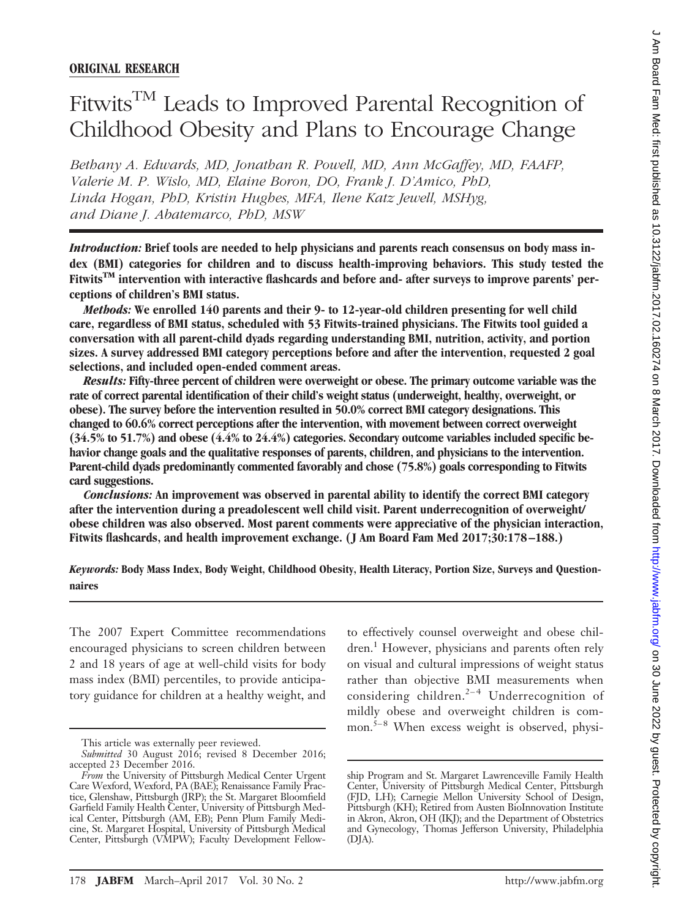**ORIGINAL RESEARCH**

# Fitwits™ Leads to Improved Parental Recognition of Childhood Obesity and Plans to Encourage Change

*Bethany A. Edwards, MD, Jonathan R. Powell, MD, Ann McGaffey, MD, FAAFP, Valerie M. P. Wislo, MD, Elaine Boron, DO, Frank J. D'Amico, PhD, Linda Hogan, PhD, Kristin Hughes, MFA, Ilene Katz Jewell, MSHyg, and Diane J. Abatemarco, PhD, MSW*

***Introduction:*** **Brief tools are needed to help physicians and parents reach consensus on body mass index (BMI) categories for children and to discuss health-improving behaviors. This study tested the Fitwits™ intervention with interactive flashcards and before and- after surveys to improve parents' perceptions of children's BMI status.**

***Methods:*** **We enrolled 140 parents and their 9- to 12-year-old children presenting for well child care, regardless of BMI status, scheduled with 53 Fitwits-trained physicians. The Fitwits tool guided a conversation with all parent-child dyads regarding understanding BMI, nutrition, activity, and portion sizes. A survey addressed BMI category perceptions before and after the intervention, requested 2 goal selections, and included open-ended comment areas.**

***Results:*** **Fifty-three percent of children were overweight or obese. The primary outcome variable was the rate of correct parental identification of their child's weight status (underweight, healthy, overweight, or obese). The survey before the intervention resulted in 50.0% correct BMI category designations. This changed to 60.6% correct perceptions after the intervention, with movement between correct overweight (34.5% to 51.7%) and obese (4.4% to 24.4%) categories. Secondary outcome variables included specific behavior change goals and the qualitative responses of parents, children, and physicians to the intervention. Parent-child dyads predominantly commented favorably and chose (75.8%) goals corresponding to Fitwits card suggestions.**

***Conclusions:*** **An improvement was observed in parental ability to identify the correct BMI category after the intervention during a preadolescent well child visit. Parent underrecognition of overweight/obese children was also observed. Most parent comments were appreciative of the physician interaction, Fitwits flashcards, and health improvement exchange. (J Am Board Fam Med 2017;30:178–188.)**

***Keywords:*** **Body Mass Index, Body Weight, Childhood Obesity, Health Literacy, Portion Size, Surveys and Questionnaires**

The 2007 Expert Committee recommendations encouraged physicians to screen children between 2 and 18 years of age at well-child visits for body mass index (BMI) percentiles, to provide anticipatory guidance for children at a healthy weight, and to effectively counsel overweight and obese children.[1] However, physicians and parents often rely on visual and cultural impressions of weight status rather than objective BMI measurements when considering children.[2–4] Underrecognition of mildly obese and overweight children is common.[5–8] When excess weight is observed, physi-

This article was externally peer reviewed.

*Submitted* 30 August 2016; revised 8 December 2016; accepted 23 December 2016.

*From* the University of Pittsburgh Medical Center Urgent Care Wexford, Wexford, PA (BAE); Renaissance Family Practice, Glenshaw, Pittsburgh (JRP); the St. Margaret Bloomfield Garfield Family Health Center, University of Pittsburgh Medical Center, Pittsburgh (AM, EB); Penn Plum Family Medicine, St. Margaret Hospital, University of Pittsburgh Medical Center, Pittsburgh (VMPW); Faculty Development Fellowship Program and St. Margaret Lawrenceville Family Health Center, University of Pittsburgh Medical Center, Pittsburgh (FJD, LH); Carnegie Mellon University School of Design, Pittsburgh (KH); Retired from Austen BioInnovation Institute in Akron, Akron, OH (IKJ); and the Department of Obstetrics and Gynecology, Thomas Jefferson University, Philadelphia (DJA).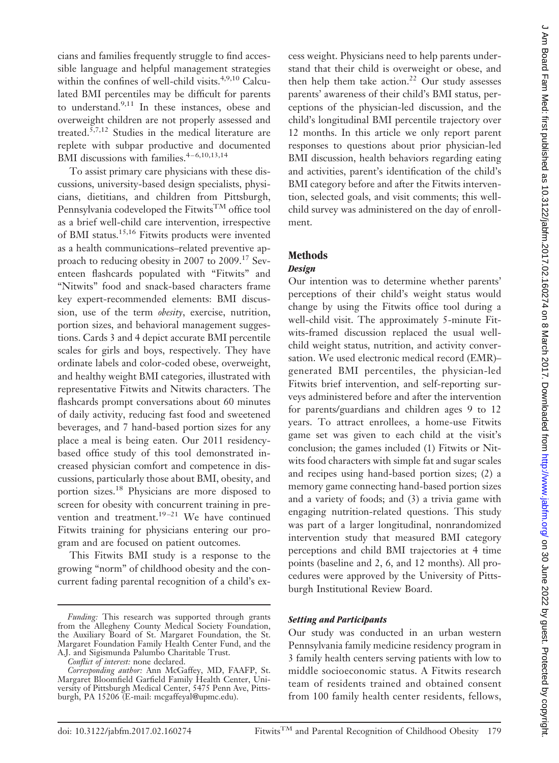cians and families frequently struggle to find accessible language and helpful management strategies within the confines of well-child visits.[4,9,10] Calculated BMI percentiles may be difficult for parents to understand.[9,11] In these instances, obese and overweight children are not properly assessed and treated.[5,7,12] Studies in the medical literature are replete with subpar productive and documented BMI discussions with families.[4–6,10,13,14]

To assist primary care physicians with these discussions, university-based design specialists, physicians, dietitians, and children from Pittsburgh, Pennsylvania codeveloped the Fitwits™ office tool as a brief well-child care intervention, irrespective of BMI status.[15,16] Fitwits products were invented as a health communications–related preventive approach to reducing obesity in 2007 to 2009.[17] Seventeen flashcards populated with "Fitwits" and "Nitwits" food and snack-based characters frame key expert-recommended elements: BMI discussion, use of the term *obesity*, exercise, nutrition, portion sizes, and behavioral management suggestions. Cards 3 and 4 depict accurate BMI percentile scales for girls and boys, respectively. They have ordinate labels and color-coded obese, overweight, and healthy weight BMI categories, illustrated with representative Fitwits and Nitwits characters. The flashcards prompt conversations about 60 minutes of daily activity, reducing fast food and sweetened beverages, and 7 hand-based portion sizes for any place a meal is being eaten. Our 2011 residency-based office study of this tool demonstrated increased physician comfort and competence in discussions, particularly those about BMI, obesity, and portion sizes.[18] Physicians are more disposed to screen for obesity with concurrent training in prevention and treatment.[19–21] We have continued Fitwits training for physicians entering our program and are focused on patient outcomes.

This Fitwits BMI study is a response to the growing "norm" of childhood obesity and the concurrent fading parental recognition of a child's excess weight. Physicians need to help parents understand that their child is overweight or obese, and then help them take action.[22] Our study assesses parents' awareness of their child's BMI status, perceptions of the physician-led discussion, and the child's longitudinal BMI percentile trajectory over 12 months. In this article we only report parent responses to questions about prior physician-led BMI discussion, health behaviors regarding eating and activities, parent's identification of the child's BMI category before and after the Fitwits intervention, selected goals, and visit comments; this well-child survey was administered on the day of enrollment.

## Methods

### *Design*

Our intention was to determine whether parents' perceptions of their child's weight status would change by using the Fitwits office tool during a well-child visit. The approximately 5-minute Fitwits-framed discussion replaced the usual well-child weight status, nutrition, and activity conversation. We used electronic medical record (EMR)–generated BMI percentiles, the physician-led Fitwits brief intervention, and self-reporting surveys administered before and after the intervention for parents/guardians and children ages 9 to 12 years. To attract enrollees, a home-use Fitwits game set was given to each child at the visit's conclusion; the games included (1) Fitwits or Nitwits food characters with simple fat and sugar scales and recipes using hand-based portion sizes; (2) a memory game connecting hand-based portion sizes and a variety of foods; and (3) a trivia game with engaging nutrition-related questions. This study was part of a larger longitudinal, nonrandomized intervention study that measured BMI category perceptions and child BMI trajectories at 4 time points (baseline and 2, 6, and 12 months). All procedures were approved by the University of Pittsburgh Institutional Review Board.

### *Setting and Participants*

Our study was conducted in an urban western Pennsylvania family medicine residency program in 3 family health centers serving patients with low to middle socioeconomic status. A Fitwits research team of residents trained and obtained consent from 100 family health center residents, fellows,

*Funding:* This research was supported through grants from the Allegheny County Medical Society Foundation, the Auxiliary Board of St. Margaret Foundation, the St. Margaret Foundation Family Health Center Fund, and the A.J. and Sigismunda Palumbo Charitable Trust.

*Conflict of interest:* none declared.

*Corresponding author:* Ann McGaffey, MD, FAAFP, St. Margaret Bloomfield Garfield Family Health Center, University of Pittsburgh Medical Center, 5475 Penn Ave, Pittsburgh, PA 15206 (E-mail: mcgaffeyal@upmc.edu).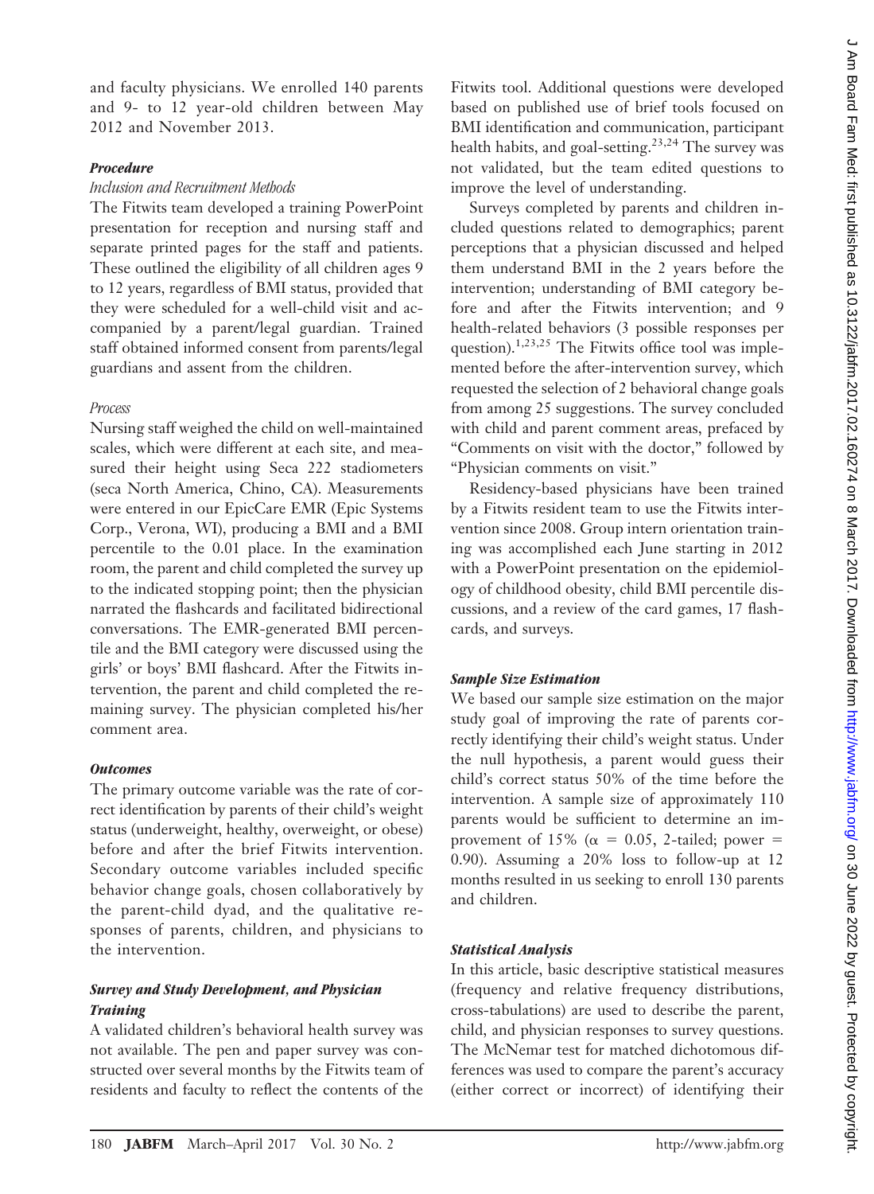and faculty physicians. We enrolled 140 parents and 9- to 12 year-old children between May 2012 and November 2013.

### *Procedure*

#### *Inclusion and Recruitment Methods*

The Fitwits team developed a training PowerPoint presentation for reception and nursing staff and separate printed pages for the staff and patients. These outlined the eligibility of all children ages 9 to 12 years, regardless of BMI status, provided that they were scheduled for a well-child visit and accompanied by a parent/legal guardian. Trained staff obtained informed consent from parents/legal guardians and assent from the children.

#### *Process*

Nursing staff weighed the child on well-maintained scales, which were different at each site, and measured their height using Seca 222 stadiometers (seca North America, Chino, CA). Measurements were entered in our EpicCare EMR (Epic Systems Corp., Verona, WI), producing a BMI and a BMI percentile to the 0.01 place. In the examination room, the parent and child completed the survey up to the indicated stopping point; then the physician narrated the flashcards and facilitated bidirectional conversations. The EMR-generated BMI percentile and the BMI category were discussed using the girls' or boys' BMI flashcard. After the Fitwits intervention, the parent and child completed the remaining survey. The physician completed his/her comment area.

### *Outcomes*

The primary outcome variable was the rate of correct identification by parents of their child's weight status (underweight, healthy, overweight, or obese) before and after the brief Fitwits intervention. Secondary outcome variables included specific behavior change goals, chosen collaboratively by the parent-child dyad, and the qualitative responses of parents, children, and physicians to the intervention.

### *Survey and Study Development, and Physician Training*

A validated children's behavioral health survey was not available. The pen and paper survey was constructed over several months by the Fitwits team of residents and faculty to reflect the contents of the Fitwits tool. Additional questions were developed based on published use of brief tools focused on BMI identification and communication, participant health habits, and goal-setting.[23,24] The survey was not validated, but the team edited questions to improve the level of understanding.

Surveys completed by parents and children included questions related to demographics; parent perceptions that a physician discussed and helped them understand BMI in the 2 years before the intervention; understanding of BMI category before and after the Fitwits intervention; and 9 health-related behaviors (3 possible responses per question).[1,23,25] The Fitwits office tool was implemented before the after-intervention survey, which requested the selection of 2 behavioral change goals from among 25 suggestions. The survey concluded with child and parent comment areas, prefaced by "Comments on visit with the doctor," followed by "Physician comments on visit."

Residency-based physicians have been trained by a Fitwits resident team to use the Fitwits intervention since 2008. Group intern orientation training was accomplished each June starting in 2012 with a PowerPoint presentation on the epidemiology of childhood obesity, child BMI percentile discussions, and a review of the card games, 17 flashcards, and surveys.

### *Sample Size Estimation*

We based our sample size estimation on the major study goal of improving the rate of parents correctly identifying their child's weight status. Under the null hypothesis, a parent would guess their child's correct status 50% of the time before the intervention. A sample size of approximately 110 parents would be sufficient to determine an improvement of 15% ($\alpha = 0.05$, 2-tailed; power $= 0.90$). Assuming a 20% loss to follow-up at 12 months resulted in us seeking to enroll 130 parents and children.

### *Statistical Analysis*

In this article, basic descriptive statistical measures (frequency and relative frequency distributions, cross-tabulations) are used to describe the parent, child, and physician responses to survey questions. The McNemar test for matched dichotomous differences was used to compare the parent's accuracy (either correct or incorrect) of identifying their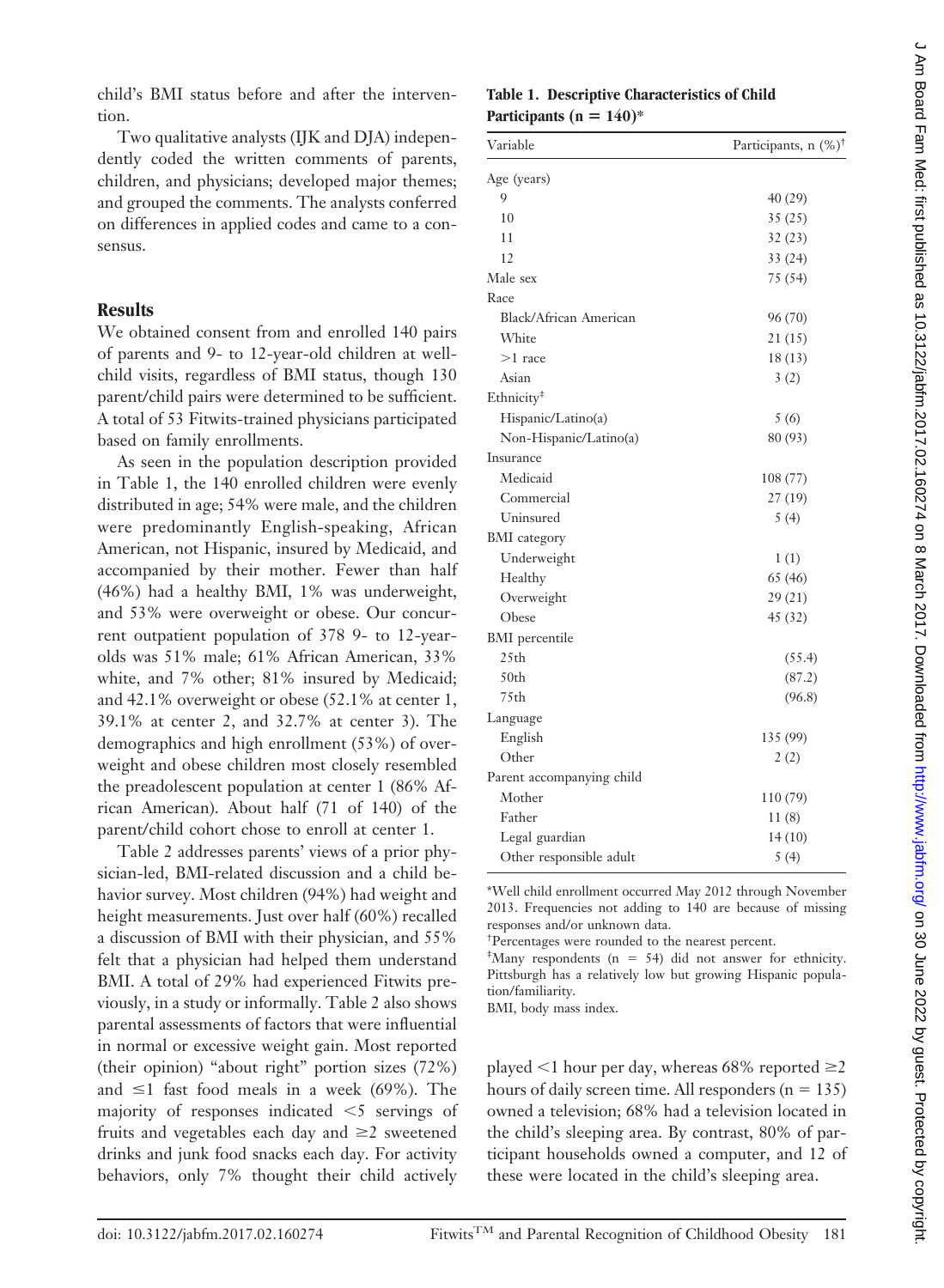child's BMI status before and after the intervention.

Two qualitative analysts (IJK and DJA) independently coded the written comments of parents, children, and physicians; developed major themes; and grouped the comments. The analysts conferred on differences in applied codes and came to a consensus.

## Results

We obtained consent from and enrolled 140 pairs of parents and 9- to 12-year-old children at well-child visits, regardless of BMI status, though 130 parent/child pairs were determined to be sufficient. A total of 53 Fitwits-trained physicians participated based on family enrollments.

As seen in the population description provided in Table 1, the 140 enrolled children were evenly distributed in age; 54% were male, and the children were predominantly English-speaking, African American, not Hispanic, insured by Medicaid, and accompanied by their mother. Fewer than half (46%) had a healthy BMI, 1% was underweight, and 53% were overweight or obese. Our concurrent outpatient population of 378 9- to 12-year-olds was 51% male; 61% African American, 33% white, and 7% other; 81% insured by Medicaid; and 42.1% overweight or obese (52.1% at center 1, 39.1% at center 2, and 32.7% at center 3). The demographics and high enrollment (53%) of overweight and obese children most closely resembled the preadolescent population at center 1 (86% African American). About half (71 of 140) of the parent/child cohort chose to enroll at center 1.

Table 2 addresses parents' views of a prior physician-led, BMI-related discussion and a child behavior survey. Most children (94%) had weight and height measurements. Just over half (60%) recalled a discussion of BMI with their physician, and 55% felt that a physician had helped them understand BMI. A total of 29% had experienced Fitwits previously, in a study or informally. Table 2 also shows parental assessments of factors that were influential in normal or excessive weight gain. Most reported (their opinion) "about right" portion sizes (72%) and ≤1 fast food meals in a week (69%). The majority of responses indicated <5 servings of fruits and vegetables each day and ≥2 sweetened drinks and junk food snacks each day. For activity behaviors, only 7% thought their child actively played <1 hour per day, whereas 68% reported ≥2 hours of daily screen time. All responders (n = 135) owned a television; 68% had a television located in the child's sleeping area. By contrast, 80% of participant households owned a computer, and 12 of these were located in the child's sleeping area.

**Table 1. Descriptive Characteristics of Child Participants (n = 140)***

| Variable | Participants, n (%)[†] |
|---|---|
| Age (years) | |
| 9 | 40 (29) |
| 10 | 35 (25) |
| 11 | 32 (23) |
| 12 | 33 (24) |
| Male sex | 75 (54) |
| Race | |
| Black/African American | 96 (70) |
| White | 21 (15) |
| >1 race | 18 (13) |
| Asian | 3 (2) |
| Ethnicity[‡] | |
| Hispanic/Latino(a) | 5 (6) |
| Non-Hispanic/Latino(a) | 80 (93) |
| Insurance | |
| Medicaid | 108 (77) |
| Commercial | 27 (19) |
| Uninsured | 5 (4) |
| BMI category | |
| Underweight | 1 (1) |
| Healthy | 65 (46) |
| Overweight | 29 (21) |
| Obese | 45 (32) |
| BMI percentile | |
| 25th | (55.4) |
| 50th | (87.2) |
| 75th | (96.8) |
| Language | |
| English | 135 (99) |
| Other | 2 (2) |
| Parent accompanying child | |
| Mother | 110 (79) |
| Father | 11 (8) |
| Legal guardian | 14 (10) |
| Other responsible adult | 5 (4) |

*Well child enrollment occurred May 2012 through November 2013. Frequencies not adding to 140 are because of missing responses and/or unknown data.

[†]Percentages were rounded to the nearest percent.

[‡]Many respondents (n = 54) did not answer for ethnicity. Pittsburgh has a relatively low but growing Hispanic population/familiarity.

BMI, body mass index.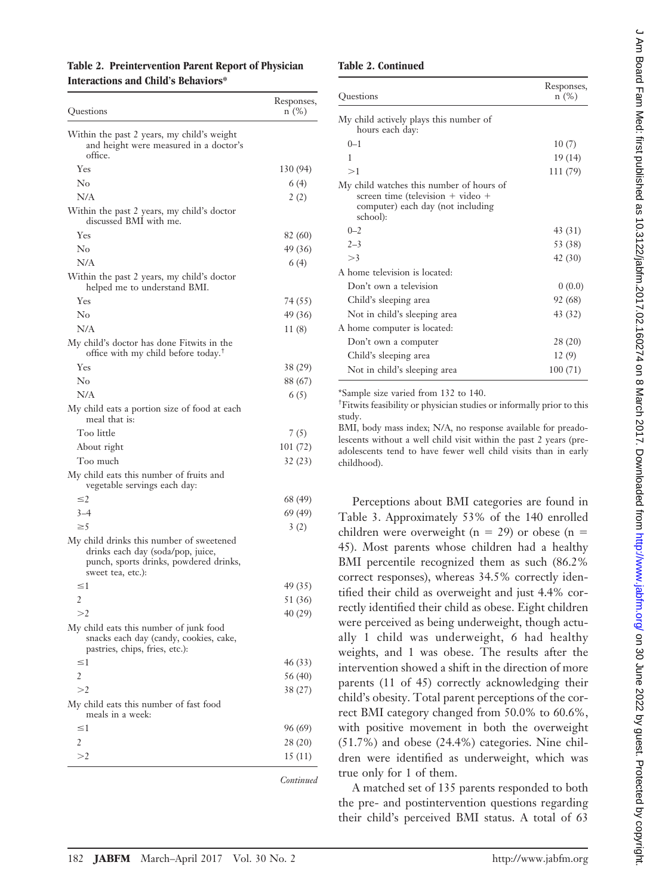**Table 2. Preintervention Parent Report of Physician Interactions and Child's Behaviors***

| Questions | Responses, n (%) |
|---|---|
| Within the past 2 years, my child's weight and height were measured in a doctor's office. | |
| Yes | 130 (94) |
| No | 6 (4) |
| N/A | 2 (2) |
| Within the past 2 years, my child's doctor discussed BMI with me. | |
| Yes | 82 (60) |
| No | 49 (36) |
| N/A | 6 (4) |
| Within the past 2 years, my child's doctor helped me to understand BMI. | |
| Yes | 74 (55) |
| No | 49 (36) |
| N/A | 11 (8) |
| My child's doctor has done Fitwits in the office with my child before today.[†] | |
| Yes | 38 (29) |
| No | 88 (67) |
| N/A | 6 (5) |
| My child eats a portion size of food at each meal that is: | |
| Too little | 7 (5) |
| About right | 101 (72) |
| Too much | 32 (23) |
| My child eats this number of fruits and vegetable servings each day: | |
| ≤2 | 68 (49) |
| 3–4 | 69 (49) |
| ≥5 | 3 (2) |
| My child drinks this number of sweetened drinks each day (soda/pop, juice, punch, sports drinks, powdered drinks, sweet tea, etc.): | |
| ≤1 | 49 (35) |
| 2 | 51 (36) |
| >2 | 40 (29) |
| My child eats this number of junk food snacks each day (candy, cookies, cake, pastries, chips, fries, etc.): | |
| ≤1 | 46 (33) |
| 2 | 56 (40) |
| >2 | 38 (27) |
| My child eats this number of fast food meals in a week: | |
| ≤1 | 96 (69) |
| 2 | 28 (20) |
| >2 | 15 (11) |
| My child actively plays this number of hours each day: | |
| 0–1 | 10 (7) |
| 1 | 19 (14) |
| >1 | 111 (79) |
| My child watches this number of hours of screen time (television + video + computer) each day (not including school): | |
| 0–2 | 43 (31) |
| 2–3 | 53 (38) |
| >3 | 42 (30) |
| A home television is located: | |
| Don't own a television | 0 (0.0) |
| Child's sleeping area | 92 (68) |
| Not in child's sleeping area | 43 (32) |
| A home computer is located: | |
| Don't own a computer | 28 (20) |
| Child's sleeping area | 12 (9) |
| Not in child's sleeping area | 100 (71) |

*Sample size varied from 132 to 140.

[†]Fitwits feasibility or physician studies or informally prior to this study.

BMI, body mass index; N/A, no response available for preadolescents without a well child visit within the past 2 years (preadolescents tend to have fewer well child visits than in early childhood).

Perceptions about BMI categories are found in Table 3. Approximately 53% of the 140 enrolled children were overweight (n = 29) or obese (n = 45). Most parents whose children had a healthy BMI percentile recognized them as such (86.2% correct responses), whereas 34.5% correctly identified their child as overweight and just 4.4% correctly identified their child as obese. Eight children were perceived as being underweight, though actually 1 child was underweight, 6 had healthy weights, and 1 was obese. The results after the intervention showed a shift in the direction of more parents (11 of 45) correctly acknowledging their child's obesity. Total parent perceptions of the correct BMI category changed from 50.0% to 60.6%, with positive movement in both the overweight (51.7%) and obese (24.4%) categories. Nine children were identified as underweight, which was true only for 1 of them.

A matched set of 135 parents responded to both the pre- and postintervention questions regarding their child's perceived BMI status. A total of 63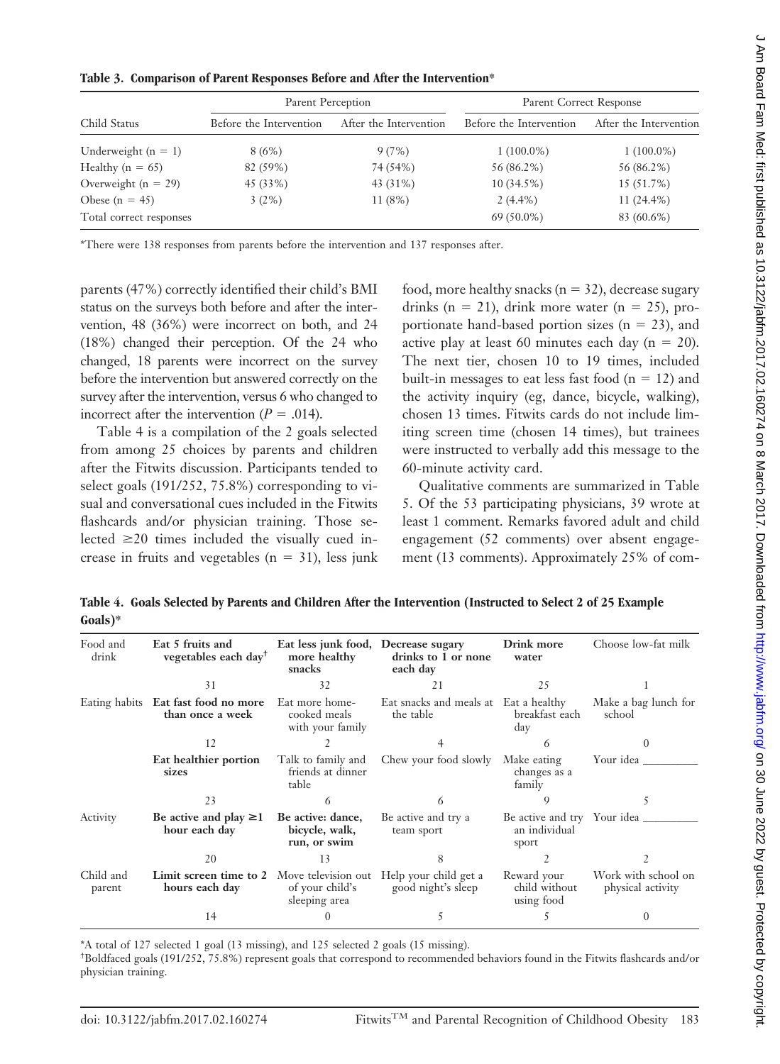**Table 3. Comparison of Parent Responses Before and After the Intervention***

| Child Status | Parent Perception | | Parent Correct Response | |
|---|---|---|---|---|
| | Before the Intervention | After the Intervention | Before the Intervention | After the Intervention |
| Underweight (n = 1) | 8 (6%) | 9 (7%) | 1 (100.0%) | 1 (100.0%) |
| Healthy (n = 65) | 82 (59%) | 74 (54%) | 56 (86.2%) | 56 (86.2%) |
| Overweight (n = 29) | 45 (33%) | 43 (31%) | 10 (34.5%) | 15 (51.7%) |
| Obese (n = 45) | 3 (2%) | 11 (8%) | 2 (4.4%) | 11 (24.4%) |
| Total correct responses | | | 69 (50.0%) | 83 (60.6%) |

*There were 138 responses from parents before the intervention and 137 responses after.

parents (47%) correctly identified their child's BMI status on the surveys both before and after the intervention, 48 (36%) were incorrect on both, and 24 (18%) changed their perception. Of the 24 who changed, 18 parents were incorrect on the survey before the intervention but answered correctly on the survey after the intervention, versus 6 who changed to incorrect after the intervention ($P = .014$).

Table 4 is a compilation of the 2 goals selected from among 25 choices by parents and children after the Fitwits discussion. Participants tended to select goals (191/252, 75.8%) corresponding to visual and conversational cues included in the Fitwits flashcards and/or physician training. Those selected ≥20 times included the visually cued increase in fruits and vegetables (n = 31), less junk food, more healthy snacks (n = 32), decrease sugary drinks (n = 21), drink more water (n = 25), proportionate hand-based portion sizes (n = 23), and active play at least 60 minutes each day (n = 20). The next tier, chosen 10 to 19 times, included built-in messages to eat less fast food (n = 12) and the activity inquiry (eg, dance, bicycle, walking), chosen 13 times. Fitwits cards do not include limiting screen time (chosen 14 times), but trainees were instructed to verbally add this message to the 60-minute activity card.

Qualitative comments are summarized in Table 5. Of the 53 participating physicians, 39 wrote at least 1 comment. Remarks favored adult and child engagement (52 comments) over absent engagement (13 comments). Approximately 25% of com-

**Table 4. Goals Selected by Parents and Children After the Intervention (Instructed to Select 2 of 25 Example Goals)***

| | | | | | |
|---|---|---|---|---|---|
| Food and drink | **Eat 5 fruits and vegetables each day**[†] | **Eat less junk food, more healthy snacks** | **Decrease sugary drinks to 1 or none each day** | **Drink more water** | Choose low-fat milk |
| | 31 | 32 | 21 | 25 | 1 |
| Eating habits | **Eat fast food no more than once a week** | Eat more home-cooked meals with your family | Eat snacks and meals at the table | Eat a healthy breakfast each day | Make a bag lunch for school |
| | 12 | 2 | 4 | 6 | 0 |
| | **Eat healthier portion sizes** | Talk to family and friends at dinner table | Chew your food slowly | Make eating changes as a family | Your idea _________ |
| | 23 | 6 | 6 | 9 | 5 |
| Activity | **Be active and play ≥1 hour each day** | **Be active: dance, bicycle, walk, run, or swim** | Be active and try a team sport | Be active and try an individual sport | Your idea _________ |
| | 20 | 13 | 8 | 2 | 2 |
| Child and parent | **Limit screen time to 2 hours each day** | Move television out of your child's sleeping area | Help your child get a good night's sleep | Reward your child without using food | Work with school on physical activity |
| | 14 | 0 | 5 | 5 | 0 |

*A total of 127 selected 1 goal (13 missing), and 125 selected 2 goals (15 missing).
[†]Boldfaced goals (191/252, 75.8%) represent goals that correspond to recommended behaviors found in the Fitwits flashcards and/or physician training.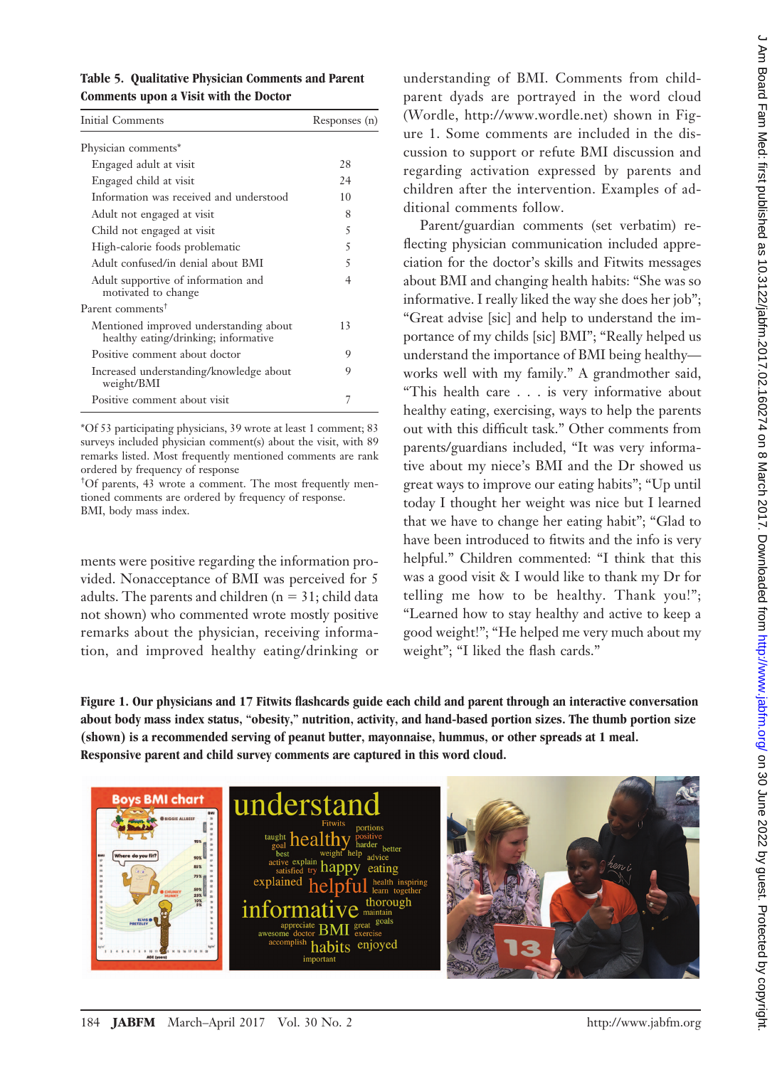**Table 5. Qualitative Physician Comments and Parent Comments upon a Visit with the Doctor**

| Initial Comments | Responses (n) |
|---|---|
| Physician comments* | |
| Engaged adult at visit | 28 |
| Engaged child at visit | 24 |
| Information was received and understood | 10 |
| Adult not engaged at visit | 8 |
| Child not engaged at visit | 5 |
| High-calorie foods problematic | 5 |
| Adult confused/in denial about BMI | 5 |
| Adult supportive of information and motivated to change | 4 |
| Parent comments† | |
| Mentioned improved understanding about healthy eating/drinking; informative | 13 |
| Positive comment about doctor | 9 |
| Increased understanding/knowledge about weight/BMI | 9 |
| Positive comment about visit | 7 |

*Of 53 participating physicians, 39 wrote at least 1 comment; 83 surveys included physician comment(s) about the visit, with 89 remarks listed. Most frequently mentioned comments are rank ordered by frequency of response

†Of parents, 43 wrote a comment. The most frequently mentioned comments are ordered by frequency of response.

BMI, body mass index.

ments were positive regarding the information provided. Nonacceptance of BMI was perceived for 5 adults. The parents and children (n = 31; child data not shown) who commented wrote mostly positive remarks about the physician, receiving information, and improved healthy eating/drinking or understanding of BMI. Comments from child-parent dyads are portrayed in the word cloud (Wordle, http://www.wordle.net) shown in Figure 1. Some comments are included in the discussion to support or refute BMI discussion and regarding activation expressed by parents and children after the intervention. Examples of additional comments follow.

Parent/guardian comments (set verbatim) reflecting physician communication included appreciation for the doctor's skills and Fitwits messages about BMI and changing health habits: "She was so informative. I really liked the way she does her job"; "Great advise [sic] and help to understand the importance of my childs [sic] BMI"; "Really helped us understand the importance of BMI being healthy—works well with my family." A grandmother said, "This health care . . . is very informative about healthy eating, exercising, ways to help the parents out with this difficult task." Other comments from parents/guardians included, "It was very informative about my niece's BMI and the Dr showed us great ways to improve our eating habits"; "Up until today I thought her weight was nice but I learned that we have to change her eating habit"; "Glad to have been introduced to fitwits and the info is very helpful." Children commented: "I think that this was a good visit & I would like to thank my Dr for telling me how to be healthy. Thank you!"; "Learned how to stay healthy and active to keep a good weight!"; "He helped me very much about my weight"; "I liked the flash cards."

**Figure 1. Our physicians and 17 Fitwits flashcards guide each child and parent through an interactive conversation about body mass index status, "obesity," nutrition, activity, and hand-based portion sizes. The thumb portion size (shown) is a recommended serving of peanut butter, mayonnaise, hummus, or other spreads at 1 meal. Responsive parent and child survey comments are captured in this word cloud.**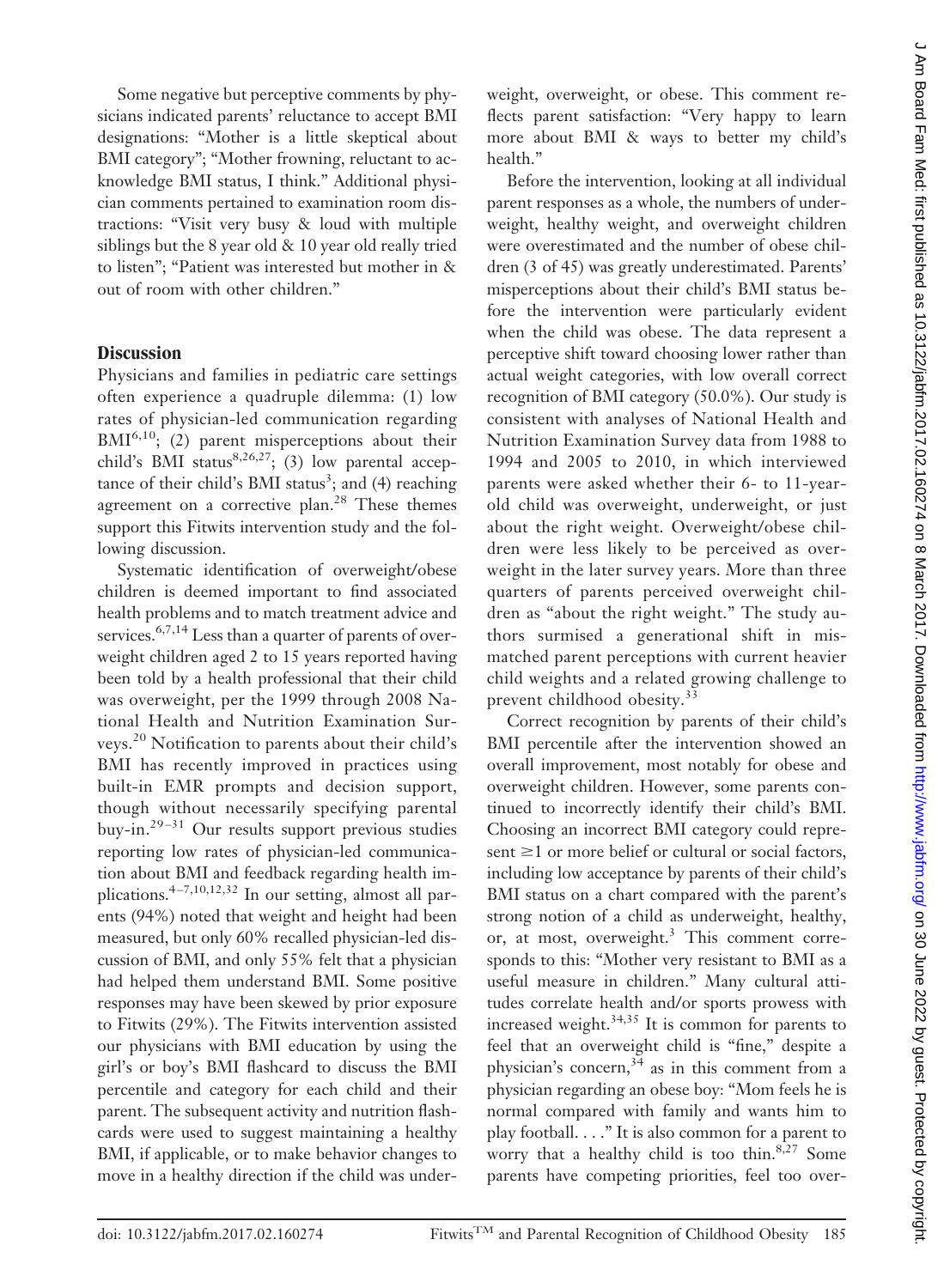Some negative but perceptive comments by physicians indicated parents' reluctance to accept BMI designations: "Mother is a little skeptical about BMI category"; "Mother frowning, reluctant to acknowledge BMI status, I think." Additional physician comments pertained to examination room distractions: "Visit very busy & loud with multiple siblings but the 8 year old & 10 year old really tried to listen"; "Patient was interested but mother in & out of room with other children."

## Discussion

Physicians and families in pediatric care settings often experience a quadruple dilemma: (1) low rates of physician-led communication regarding BMI[6,10]; (2) parent misperceptions about their child's BMI status[8,26,27]; (3) low parental acceptance of their child's BMI status[3]; and (4) reaching agreement on a corrective plan.[28] These themes support this Fitwits intervention study and the following discussion.

Systematic identification of overweight/obese children is deemed important to find associated health problems and to match treatment advice and services.[6,7,14] Less than a quarter of parents of overweight children aged 2 to 15 years reported having been told by a health professional that their child was overweight, per the 1999 through 2008 National Health and Nutrition Examination Surveys.[20] Notification to parents about their child's BMI has recently improved in practices using built-in EMR prompts and decision support, though without necessarily specifying parental buy-in.[29–31] Our results support previous studies reporting low rates of physician-led communication about BMI and feedback regarding health implications.[4–7,10,12,32] In our setting, almost all parents (94%) noted that weight and height had been measured, but only 60% recalled physician-led discussion of BMI, and only 55% felt that a physician had helped them understand BMI. Some positive responses may have been skewed by prior exposure to Fitwits (29%). The Fitwits intervention assisted our physicians with BMI education by using the girl's or boy's BMI flashcard to discuss the BMI percentile and category for each child and their parent. The subsequent activity and nutrition flashcards were used to suggest maintaining a healthy BMI, if applicable, or to make behavior changes to move in a healthy direction if the child was underweight, overweight, or obese. This comment reflects parent satisfaction: "Very happy to learn more about BMI & ways to better my child's health."

Before the intervention, looking at all individual parent responses as a whole, the numbers of underweight, healthy weight, and overweight children were overestimated and the number of obese children (3 of 45) was greatly underestimated. Parents' misperceptions about their child's BMI status before the intervention were particularly evident when the child was obese. The data represent a perceptive shift toward choosing lower rather than actual weight categories, with low overall correct recognition of BMI category (50.0%). Our study is consistent with analyses of National Health and Nutrition Examination Survey data from 1988 to 1994 and 2005 to 2010, in which interviewed parents were asked whether their 6- to 11-year-old child was overweight, underweight, or just about the right weight. Overweight/obese children were less likely to be perceived as overweight in the later survey years. More than three quarters of parents perceived overweight children as "about the right weight." The study authors surmised a generational shift in mismatched parent perceptions with current heavier child weights and a related growing challenge to prevent childhood obesity.[33]

Correct recognition by parents of their child's BMI percentile after the intervention showed an overall improvement, most notably for obese and overweight children. However, some parents continued to incorrectly identify their child's BMI. Choosing an incorrect BMI category could represent ≥1 or more belief or cultural or social factors, including low acceptance by parents of their child's BMI status on a chart compared with the parent's strong notion of a child as underweight, healthy, or, at most, overweight.[3] This comment corresponds to this: "Mother very resistant to BMI as a useful measure in children." Many cultural attitudes correlate health and/or sports prowess with increased weight.[34,35] It is common for parents to feel that an overweight child is "fine," despite a physician's concern,[34] as in this comment from a physician regarding an obese boy: "Mom feels he is normal compared with family and wants him to play football. . . ." It is also common for a parent to worry that a healthy child is too thin.[8,27] Some parents have competing priorities, feel too over-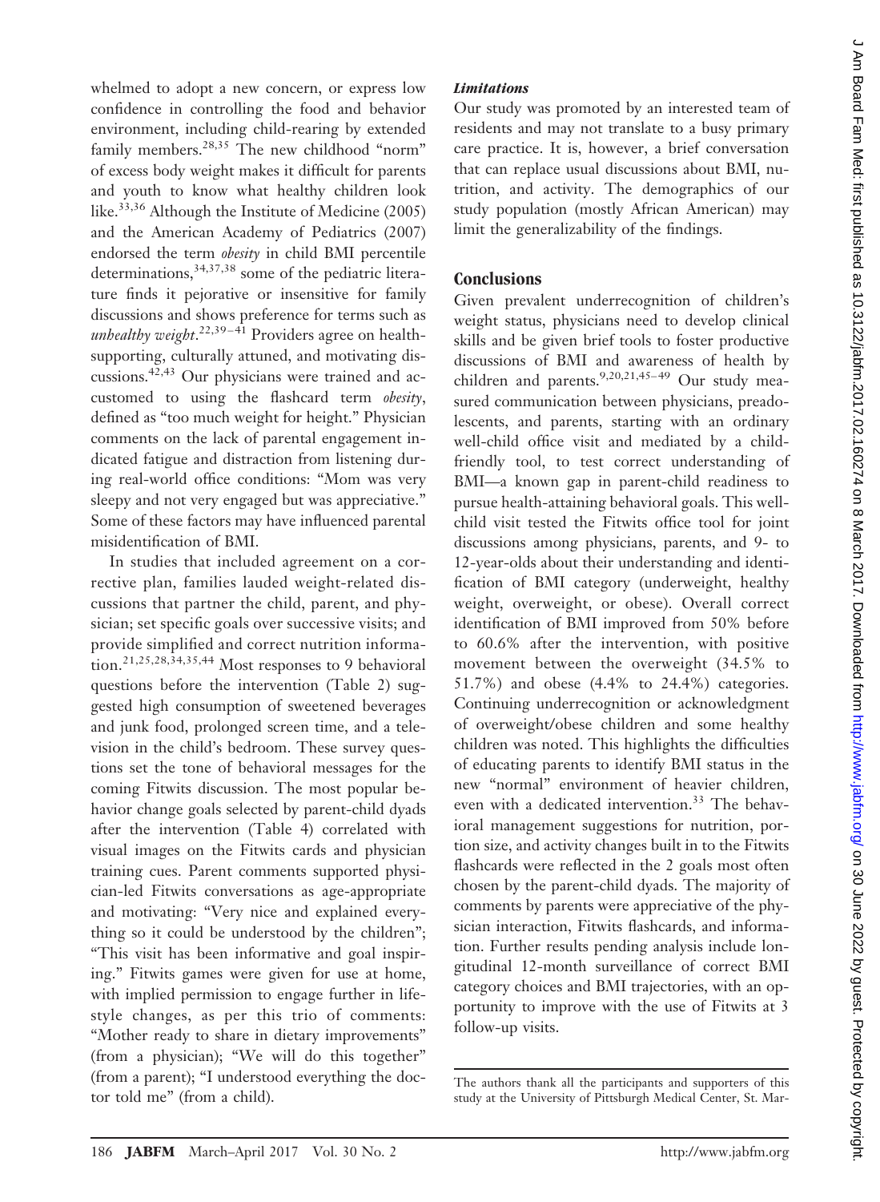whelmed to adopt a new concern, or express low confidence in controlling the food and behavior environment, including child-rearing by extended family members.[28,35] The new childhood "norm" of excess body weight makes it difficult for parents and youth to know what healthy children look like.[33,36] Although the Institute of Medicine (2005) and the American Academy of Pediatrics (2007) endorsed the term *obesity* in child BMI percentile determinations,[34,37,38] some of the pediatric literature finds it pejorative or insensitive for family discussions and shows preference for terms such as *unhealthy weight*.[22,39–41] Providers agree on health-supporting, culturally attuned, and motivating discussions.[42,43] Our physicians were trained and accustomed to using the flashcard term *obesity*, defined as "too much weight for height." Physician comments on the lack of parental engagement indicated fatigue and distraction from listening during real-world office conditions: "Mom was very sleepy and not very engaged but was appreciative." Some of these factors may have influenced parental misidentification of BMI.

In studies that included agreement on a corrective plan, families lauded weight-related discussions that partner the child, parent, and physician; set specific goals over successive visits; and provide simplified and correct nutrition information.[21,25,28,34,35,44] Most responses to 9 behavioral questions before the intervention (Table 2) suggested high consumption of sweetened beverages and junk food, prolonged screen time, and a television in the child's bedroom. These survey questions set the tone of behavioral messages for the coming Fitwits discussion. The most popular behavior change goals selected by parent-child dyads after the intervention (Table 4) correlated with visual images on the Fitwits cards and physician training cues. Parent comments supported physician-led Fitwits conversations as age-appropriate and motivating: "Very nice and explained everything so it could be understood by the children"; "This visit has been informative and goal inspiring." Fitwits games were given for use at home, with implied permission to engage further in lifestyle changes, as per this trio of comments: "Mother ready to share in dietary improvements" (from a physician); "We will do this together" (from a parent); "I understood everything the doctor told me" (from a child).

### *Limitations*

Our study was promoted by an interested team of residents and may not translate to a busy primary care practice. It is, however, a brief conversation that can replace usual discussions about BMI, nutrition, and activity. The demographics of our study population (mostly African American) may limit the generalizability of the findings.

## Conclusions

Given prevalent underrecognition of children's weight status, physicians need to develop clinical skills and be given brief tools to foster productive discussions of BMI and awareness of health by children and parents.[9,20,21,45–49] Our study measured communication between physicians, preadolescents, and parents, starting with an ordinary well-child office visit and mediated by a child-friendly tool, to test correct understanding of BMI—a known gap in parent-child readiness to pursue health-attaining behavioral goals. This well-child visit tested the Fitwits office tool for joint discussions among physicians, parents, and 9- to 12-year-olds about their understanding and identification of BMI category (underweight, healthy weight, overweight, or obese). Overall correct identification of BMI improved from 50% before to 60.6% after the intervention, with positive movement between the overweight (34.5% to 51.7%) and obese (4.4% to 24.4%) categories. Continuing underrecognition or acknowledgment of overweight/obese children and some healthy children was noted. This highlights the difficulties of educating parents to identify BMI status in the new "normal" environment of heavier children, even with a dedicated intervention.[33] The behavioral management suggestions for nutrition, portion size, and activity changes built in to the Fitwits flashcards were reflected in the 2 goals most often chosen by the parent-child dyads. The majority of comments by parents were appreciative of the physician interaction, Fitwits flashcards, and information. Further results pending analysis include longitudinal 12-month surveillance of correct BMI category choices and BMI trajectories, with an opportunity to improve with the use of Fitwits at 3 follow-up visits.

---

The authors thank all the participants and supporters of this study at the University of Pittsburgh Medical Center, St. Mar-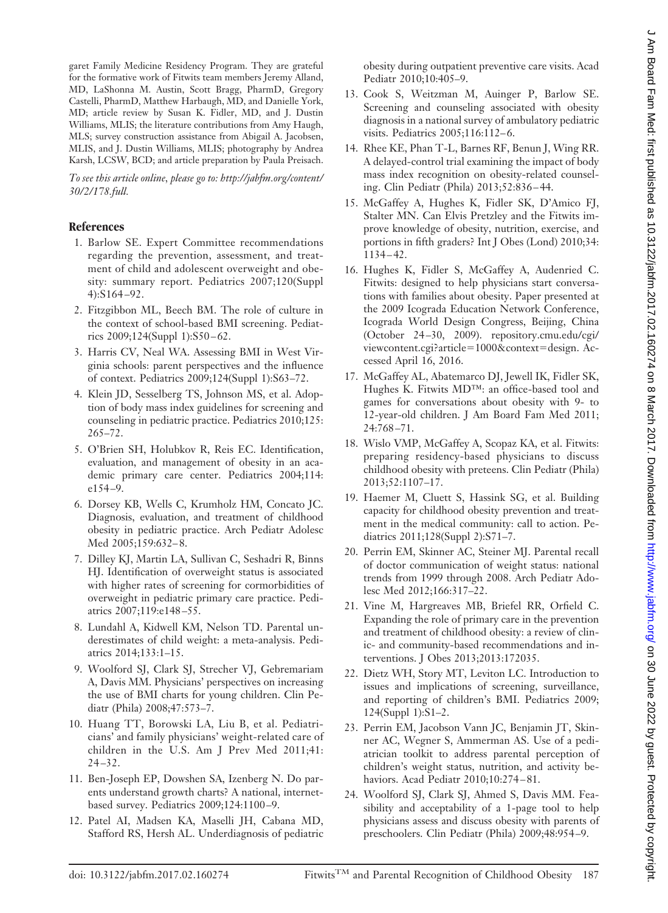garet Family Medicine Residency Program. They are grateful for the formative work of Fitwits team members Jeremy Alland, MD, LaShonna M. Austin, Scott Bragg, PharmD, Gregory Castelli, PharmD, Matthew Harbaugh, MD, and Danielle York, MD; article review by Susan K. Fidler, MD, and J. Dustin Williams, MLIS; the literature contributions from Amy Haugh, MLS; survey construction assistance from Abigail A. Jacobsen, MLIS, and J. Dustin Williams, MLIS; photography by Andrea Karsh, LCSW, BCD; and article preparation by Paula Preisach.

*To see this article online, please go to: http://jabfm.org/content/30/2/178.full.*

## References

1. Barlow SE. Expert Committee recommendations regarding the prevention, assessment, and treatment of child and adolescent overweight and obesity: summary report. Pediatrics 2007;120(Suppl 4):S164–92.
2. Fitzgibbon ML, Beech BM. The role of culture in the context of school-based BMI screening. Pediatrics 2009;124(Suppl 1):S50–62.
3. Harris CV, Neal WA. Assessing BMI in West Virginia schools: parent perspectives and the influence of context. Pediatrics 2009;124(Suppl 1):S63–72.
4. Klein JD, Sesselberg TS, Johnson MS, et al. Adoption of body mass index guidelines for screening and counseling in pediatric practice. Pediatrics 2010;125:265–72.
5. O'Brien SH, Holubkov R, Reis EC. Identification, evaluation, and management of obesity in an academic primary care center. Pediatrics 2004;114:e154–9.
6. Dorsey KB, Wells C, Krumholz HM, Concato JC. Diagnosis, evaluation, and treatment of childhood obesity in pediatric practice. Arch Pediatr Adolesc Med 2005;159:632–8.
7. Dilley KJ, Martin LA, Sullivan C, Seshadri R, Binns HJ. Identification of overweight status is associated with higher rates of screening for cormorbidities of overweight in pediatric primary care practice. Pediatrics 2007;119:e148–55.
8. Lundahl A, Kidwell KM, Nelson TD. Parental underestimates of child weight: a meta-analysis. Pediatrics 2014;133:1–15.
9. Woolford SJ, Clark SJ, Strecher VJ, Gebremariam A, Davis MM. Physicians' perspectives on increasing the use of BMI charts for young children. Clin Pediatr (Phila) 2008;47:573–7.
10. Huang TT, Borowski LA, Liu B, et al. Pediatricians' and family physicians' weight-related care of children in the U.S. Am J Prev Med 2011;41:24–32.
11. Ben-Joseph EP, Dowshen SA, Izenberg N. Do parents understand growth charts? A national, internet-based survey. Pediatrics 2009;124:1100–9.
12. Patel AI, Madsen KA, Maselli JH, Cabana MD, Stafford RS, Hersh AL. Underdiagnosis of pediatric obesity during outpatient preventive care visits. Acad Pediatr 2010;10:405–9.
13. Cook S, Weitzman M, Auinger P, Barlow SE. Screening and counseling associated with obesity diagnosis in a national survey of ambulatory pediatric visits. Pediatrics 2005;116:112–6.
14. Rhee KE, Phan T-L, Barnes RF, Benun J, Wing RR. A delayed-control trial examining the impact of body mass index recognition on obesity-related counseling. Clin Pediatr (Phila) 2013;52:836–44.
15. McGaffey A, Hughes K, Fidler SK, D'Amico FJ, Stalter MN. Can Elvis Pretzley and the Fitwits improve knowledge of obesity, nutrition, exercise, and portions in fifth graders? Int J Obes (Lond) 2010;34:1134–42.
16. Hughes K, Fidler S, McGaffey A, Audenried C. Fitwits: designed to help physicians start conversations with families about obesity. Paper presented at the 2009 Icograda Education Network Conference, Icograda World Design Congress, Beijing, China (October 24–30, 2009). repository.cmu.edu/cgi/viewcontent.cgi?article=1000&context=design. Accessed April 16, 2016.
17. McGaffey AL, Abatemarco DJ, Jewell IK, Fidler SK, Hughes K. Fitwits MD™: an office-based tool and games for conversations about obesity with 9- to 12-year-old children. J Am Board Fam Med 2011;24:768–71.
18. Wislo VMP, McGaffey A, Scopaz KA, et al. Fitwits: preparing residency-based physicians to discuss childhood obesity with preteens. Clin Pediatr (Phila) 2013;52:1107–17.
19. Haemer M, Cluett S, Hassink SG, et al. Building capacity for childhood obesity prevention and treatment in the medical community: call to action. Pediatrics 2011;128(Suppl 2):S71–7.
20. Perrin EM, Skinner AC, Steiner MJ. Parental recall of doctor communication of weight status: national trends from 1999 through 2008. Arch Pediatr Adolesc Med 2012;166:317–22.
21. Vine M, Hargreaves MB, Briefel RR, Orfield C. Expanding the role of primary care in the prevention and treatment of childhood obesity: a review of clinic- and community-based recommendations and interventions. J Obes 2013;2013:172035.
22. Dietz WH, Story MT, Leviton LC. Introduction to issues and implications of screening, surveillance, and reporting of children's BMI. Pediatrics 2009;124(Suppl 1):S1–2.
23. Perrin EM, Jacobson Vann JC, Benjamin JT, Skinner AC, Wegner S, Ammerman AS. Use of a pediatrician toolkit to address parental perception of children's weight status, nutrition, and activity behaviors. Acad Pediatr 2010;10:274–81.
24. Woolford SJ, Clark SJ, Ahmed S, Davis MM. Feasibility and acceptability of a 1-page tool to help physicians assess and discuss obesity with parents of preschoolers. Clin Pediatr (Phila) 2009;48:954–9.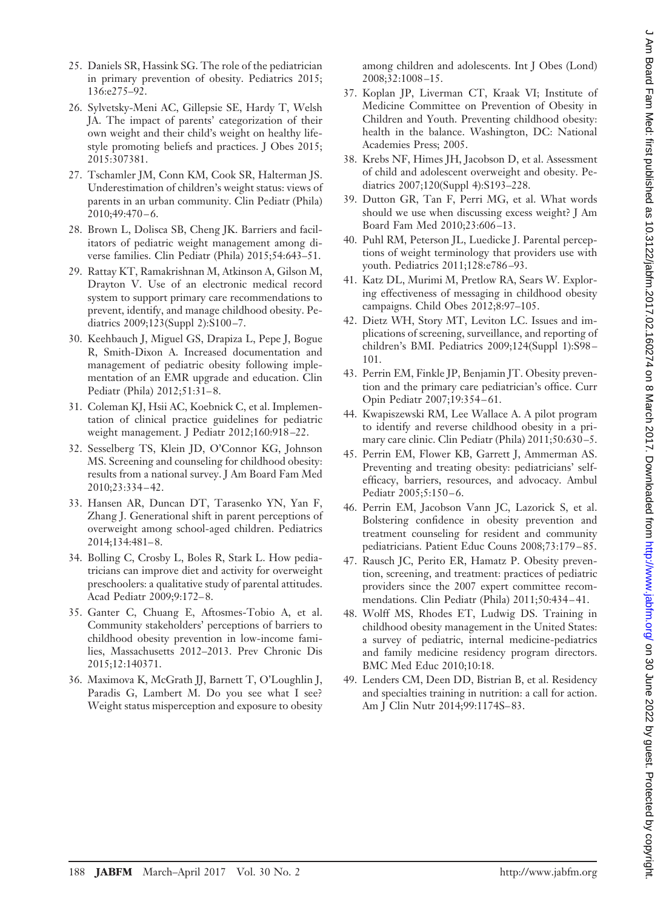25. Daniels SR, Hassink SG. The role of the pediatrician in primary prevention of obesity. Pediatrics 2015; 136:e275–92.
26. Sylvetsky-Meni AC, Gillepsie SE, Hardy T, Welsh JA. The impact of parents' categorization of their own weight and their child's weight on healthy lifestyle promoting beliefs and practices. J Obes 2015; 2015:307381.
27. Tschamler JM, Conn KM, Cook SR, Halterman JS. Underestimation of children's weight status: views of parents in an urban community. Clin Pediatr (Phila) 2010;49:470–6.
28. Brown L, Dolisca SB, Cheng JK. Barriers and facilitators of pediatric weight management among diverse families. Clin Pediatr (Phila) 2015;54:643–51.
29. Rattay KT, Ramakrishnan M, Atkinson A, Gilson M, Drayton V. Use of an electronic medical record system to support primary care recommendations to prevent, identify, and manage childhood obesity. Pediatrics 2009;123(Suppl 2):S100–7.
30. Keehbauch J, Miguel GS, Drapiza L, Pepe J, Bogue R, Smith-Dixon A. Increased documentation and management of pediatric obesity following implementation of an EMR upgrade and education. Clin Pediatr (Phila) 2012;51:31–8.
31. Coleman KJ, Hsii AC, Koebnick C, et al. Implementation of clinical practice guidelines for pediatric weight management. J Pediatr 2012;160:918–22.
32. Sesselberg TS, Klein JD, O'Connor KG, Johnson MS. Screening and counseling for childhood obesity: results from a national survey. J Am Board Fam Med 2010;23:334–42.
33. Hansen AR, Duncan DT, Tarasenko YN, Yan F, Zhang J. Generational shift in parent perceptions of overweight among school-aged children. Pediatrics 2014;134:481–8.
34. Bolling C, Crosby L, Boles R, Stark L. How pediatricians can improve diet and activity for overweight preschoolers: a qualitative study of parental attitudes. Acad Pediatr 2009;9:172–8.
35. Ganter C, Chuang E, Aftosmes-Tobio A, et al. Community stakeholders' perceptions of barriers to childhood obesity prevention in low-income families, Massachusetts 2012–2013. Prev Chronic Dis 2015;12:140371.
36. Maximova K, McGrath JJ, Barnett T, O'Loughlin J, Paradis G, Lambert M. Do you see what I see? Weight status misperception and exposure to obesity among children and adolescents. Int J Obes (Lond) 2008;32:1008–15.
37. Koplan JP, Liverman CT, Kraak VI; Institute of Medicine Committee on Prevention of Obesity in Children and Youth. Preventing childhood obesity: health in the balance. Washington, DC: National Academies Press; 2005.
38. Krebs NF, Himes JH, Jacobson D, et al. Assessment of child and adolescent overweight and obesity. Pediatrics 2007;120(Suppl 4):S193–228.
39. Dutton GR, Tan F, Perri MG, et al. What words should we use when discussing excess weight? J Am Board Fam Med 2010;23:606–13.
40. Puhl RM, Peterson JL, Luedicke J. Parental perceptions of weight terminology that providers use with youth. Pediatrics 2011;128:e786–93.
41. Katz DL, Murimi M, Pretlow RA, Sears W. Exploring effectiveness of messaging in childhood obesity campaigns. Child Obes 2012;8:97–105.
42. Dietz WH, Story MT, Leviton LC. Issues and implications of screening, surveillance, and reporting of children's BMI. Pediatrics 2009;124(Suppl 1):S98–101.
43. Perrin EM, Finkle JP, Benjamin JT. Obesity prevention and the primary care pediatrician's office. Curr Opin Pediatr 2007;19:354–61.
44. Kwapiszewski RM, Lee Wallace A. A pilot program to identify and reverse childhood obesity in a primary care clinic. Clin Pediatr (Phila) 2011;50:630–5.
45. Perrin EM, Flower KB, Garrett J, Ammerman AS. Preventing and treating obesity: pediatricians' self-efficacy, barriers, resources, and advocacy. Ambul Pediatr 2005;5:150–6.
46. Perrin EM, Jacobson Vann JC, Lazorick S, et al. Bolstering confidence in obesity prevention and treatment counseling for resident and community pediatricians. Patient Educ Couns 2008;73:179–85.
47. Rausch JC, Perito ER, Hamatz P. Obesity prevention, screening, and treatment: practices of pediatric providers since the 2007 expert committee recommendations. Clin Pediatr (Phila) 2011;50:434–41.
48. Wolff MS, Rhodes ET, Ludwig DS. Training in childhood obesity management in the United States: a survey of pediatric, internal medicine-pediatrics and family medicine residency program directors. BMC Med Educ 2010;10:18.
49. Lenders CM, Deen DD, Bistrian B, et al. Residency and specialties training in nutrition: a call for action. Am J Clin Nutr 2014;99:1174S–83.